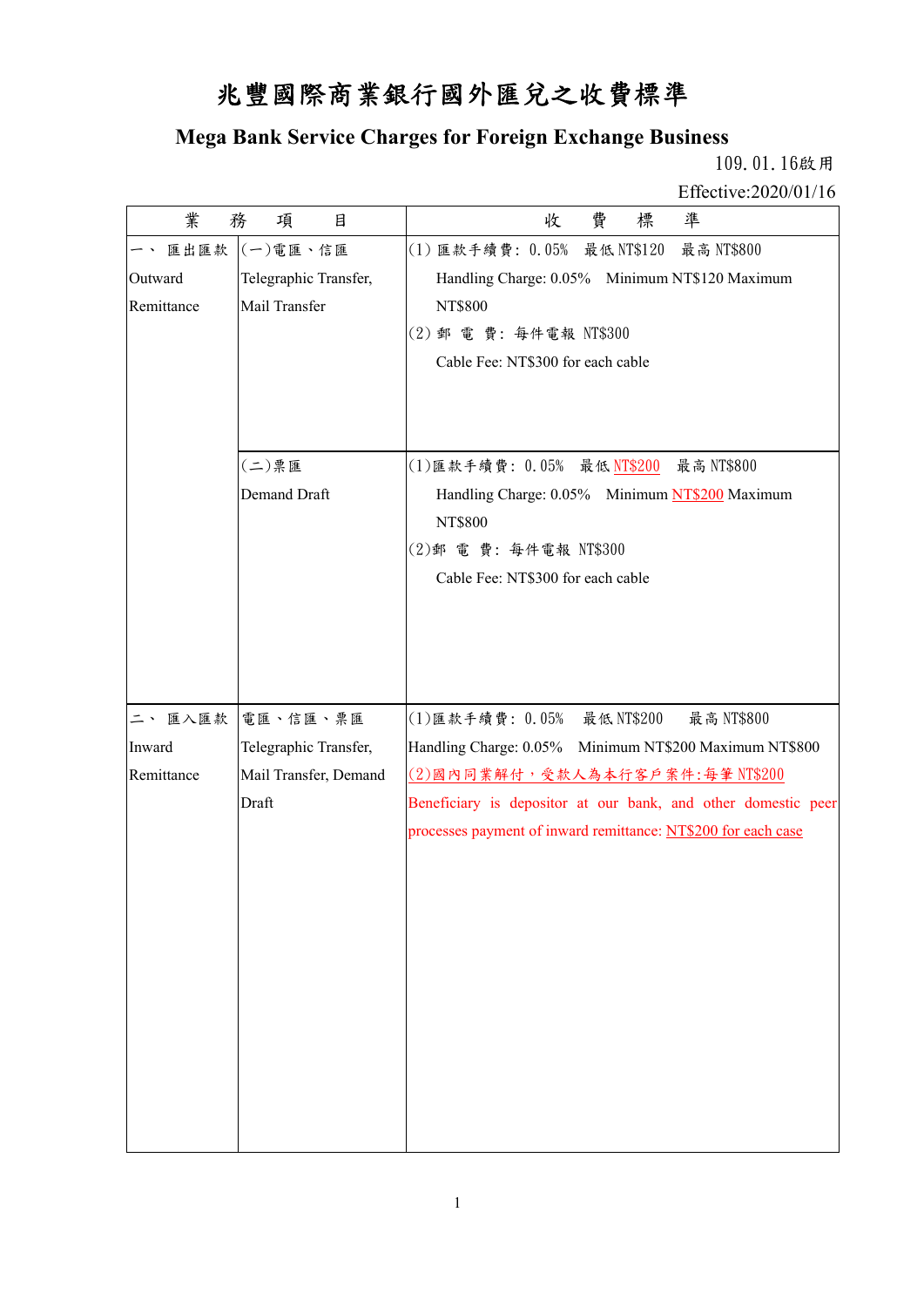# 兆豐國際商業銀行國外匯兌之收費標準

## Mega Bank Service Charges for Foreign Exchange Business

109.01.16啟用

Effective:2020/01/16

| 業　務　項　目 | | 收　費　標　準 |
|---|---|---|
| 一、匯出匯款<br>Outward Remittance | (一)電匯、信匯<br>Telegraphic Transfer, Mail Transfer | (1) 匯款手續費: 0.05%　最低 NT$120　最高 NT$800<br>Handling Charge: 0.05%　Minimum NT$120 Maximum NT$800<br>(2) 郵 電 費: 每件電報 NT$300<br>Cable Fee: NT$300 for each cable |
| | (二)票匯<br>Demand Draft | (1)匯款手續費: 0.05%　最低 NT$200　最高 NT$800<br>Handling Charge: 0.05%　Minimum NT$200 Maximum NT$800<br>(2)郵 電 費: 每件電報 NT$300<br>Cable Fee: NT$300 for each cable |
| 二、匯入匯款<br>Inward Remittance | 電匯、信匯、票匯<br>Telegraphic Transfer, Mail Transfer, Demand Draft | (1)匯款手續費: 0.05%　最低 NT$200　最高 NT$800<br>Handling Charge: 0.05%　Minimum NT$200 Maximum NT$800<br>(2)國內同業解付，受款人為本行客戶案件:每筆 NT$200<br>Beneficiary is depositor at our bank, and other domestic peer processes payment of inward remittance: NT$200 for each case |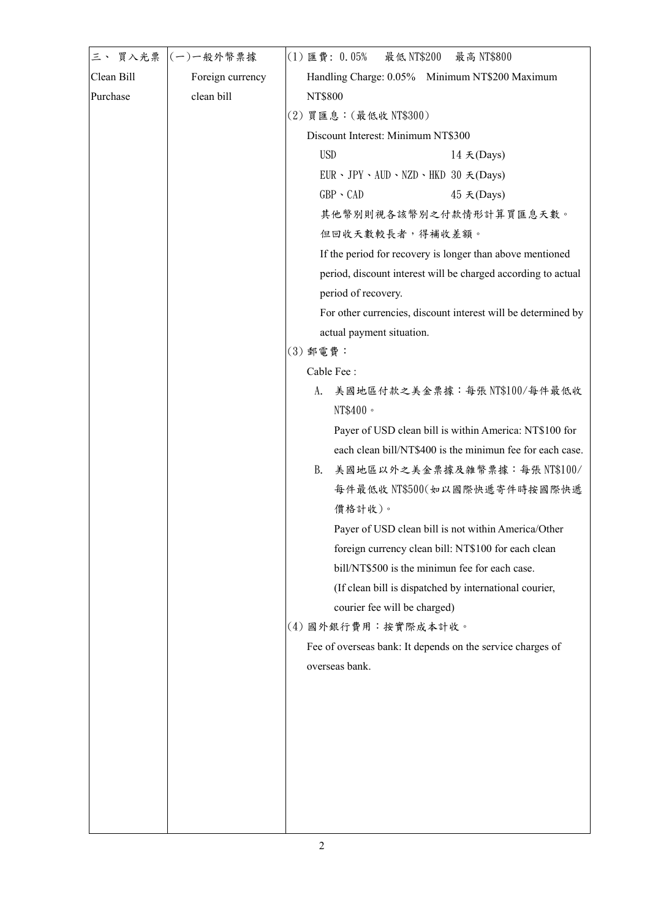| | | |
|---|---|---|
| 三、 買入光票<br>Clean Bill Purchase | (一)一般外幣票據<br>Foreign currency clean bill | (1) 匯費: 0.05%　最低 NT$200　最高 NT$800<br>Handling Charge: 0.05%　Minimum NT$200 Maximum NT$800<br>(2) 買匯息：(最低收 NT$300)<br>Discount Interest: Minimum NT$300<br>USD　14 天(Days)<br>EUR、JPY、AUD、NZD、HKD 30 天(Days)<br>GBP、CAD　45 天(Days)<br>其他幣別則視各該幣別之付款情形計算買匯息天數。<br>但回收天數較長者，得補收差額。<br>If the period for recovery is longer than above mentioned period, discount interest will be charged according to actual period of recovery.<br>For other currencies, discount interest will be determined by actual payment situation.<br>(3) 郵電費：<br>Cable Fee :<br>A. 美國地區付款之美金票據：每張 NT$100/每件最低收 NT$400。<br>Payer of USD clean bill is within America: NT$100 for each clean bill/NT$400 is the minimun fee for each case.<br>B. 美國地區以外之美金票據及雜幣票據：每張 NT$100/每件最低收 NT$500(如以國際快遞寄件時按國際快遞價格計收)。<br>Payer of USD clean bill is not within America/Other foreign currency clean bill: NT$100 for each clean bill/NT$500 is the minimun fee for each case.<br>(If clean bill is dispatched by international courier, courier fee will be charged)<br>(4) 國外銀行費用：按實際成本計收。<br>Fee of overseas bank: It depends on the service charges of overseas bank. |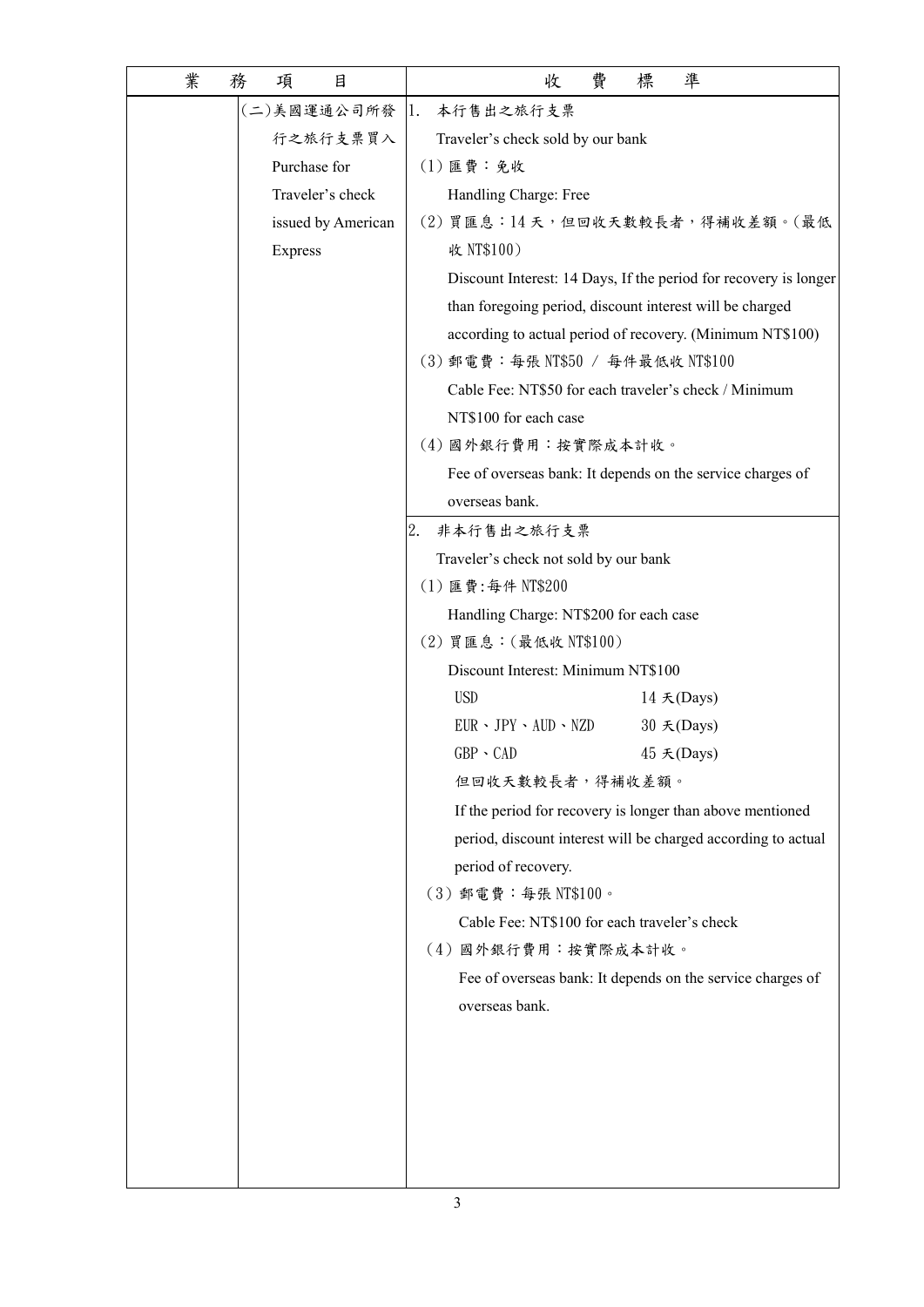| 業務項目 | | 收費標準 |
| --- | --- | --- |
| | (二)美國運通公司所發行之旅行支票買入<br>Purchase for Traveler's check issued by American Express | 1. 本行售出之旅行支票<br>Traveler's check sold by our bank<br>(1) 匯費：免收<br>Handling Charge: Free<br>(2) 買匯息：14 天，但回收天數較長者，得補收差額。(最低收 NT$100)<br>Discount Interest: 14 Days, If the period for recovery is longer than foregoing period, discount interest will be charged according to actual period of recovery. (Minimum NT$100)<br>(3) 郵電費：每張 NT$50 / 每件最低收 NT$100<br>Cable Fee: NT$50 for each traveler's check / Minimum NT$100 for each case<br>(4) 國外銀行費用：按實際成本計收。<br>Fee of overseas bank: It depends on the service charges of overseas bank. |
| | | 2. 非本行售出之旅行支票<br>Traveler's check not sold by our bank<br>(1) 匯費:每件 NT$200<br>Handling Charge: NT$200 for each case<br>(2) 買匯息：(最低收 NT$100)<br>Discount Interest: Minimum NT$100<br>USD 14 天(Days)<br>EUR、JPY、AUD、NZD 30 天(Days)<br>GBP、CAD 45 天(Days)<br>但回收天數較長者，得補收差額。<br>If the period for recovery is longer than above mentioned period, discount interest will be charged according to actual period of recovery.<br>(3) 郵電費：每張 NT$100。<br>Cable Fee: NT$100 for each traveler's check<br>(4) 國外銀行費用：按實際成本計收。<br>Fee of overseas bank: It depends on the service charges of overseas bank. |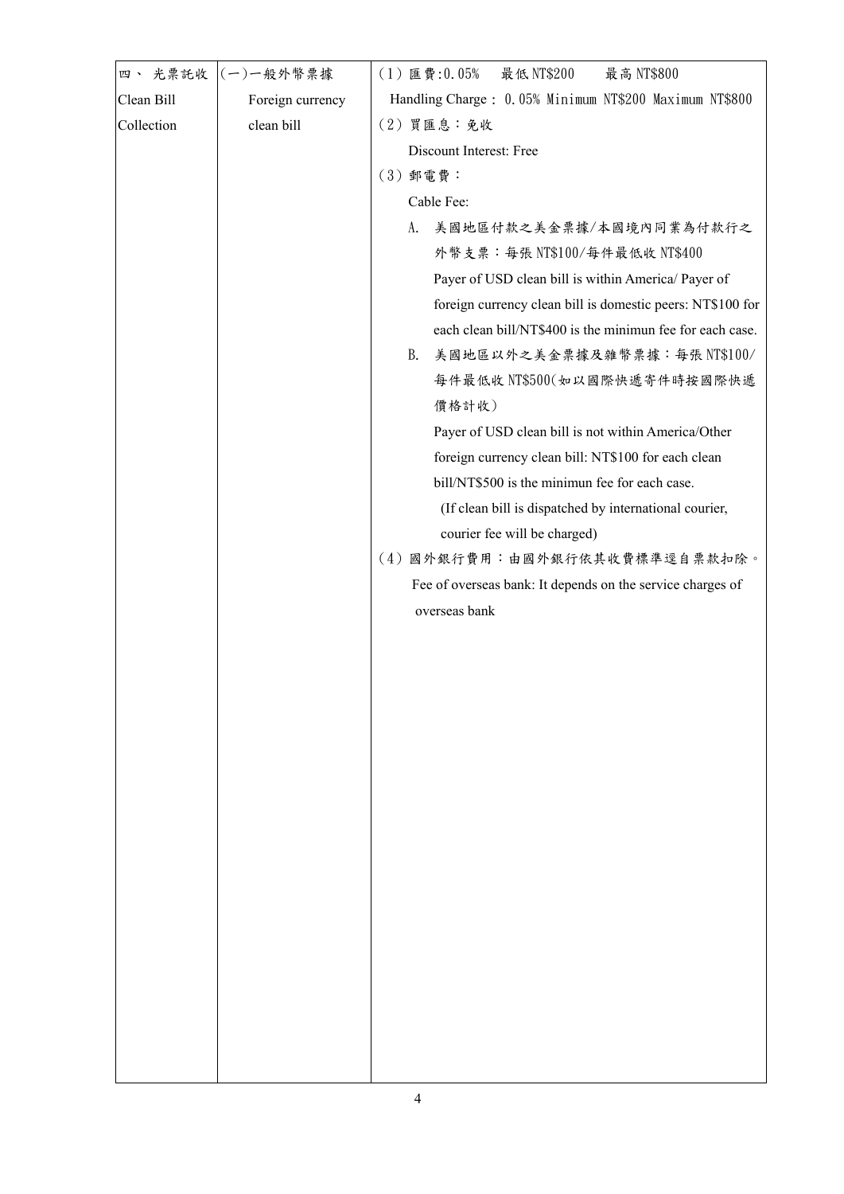| | | |
|---|---|---|
| 四、 光票託收<br>Clean Bill Collection | (一)一般外幣票據<br>Foreign currency clean bill | (1) 匯費:0.05%　最低 NT$200　最高 NT$800<br>Handling Charge： 0.05% Minimum NT$200 Maximum NT$800<br>(2) 買匯息：免收<br>Discount Interest: Free<br>(3) 郵電費：<br>Cable Fee:<br>A. 美國地區付款之美金票據/本國境內同業為付款行之外幣支票：每張 NT$100/每件最低收 NT$400<br>Payer of USD clean bill is within America/ Payer of foreign currency clean bill is domestic peers: NT$100 for each clean bill/NT$400 is the minimun fee for each case.<br>B. 美國地區以外之美金票據及雜幣票據：每張 NT$100/每件最低收 NT$500(如以國際快遞寄件時按國際快遞價格計收)<br>Payer of USD clean bill is not within America/Other foreign currency clean bill: NT$100 for each clean bill/NT$500 is the minimun fee for each case.<br>(If clean bill is dispatched by international courier, courier fee will be charged)<br>(4) 國外銀行費用：由國外銀行依其收費標準逕自票款扣除。<br>Fee of overseas bank: It depends on the service charges of overseas bank |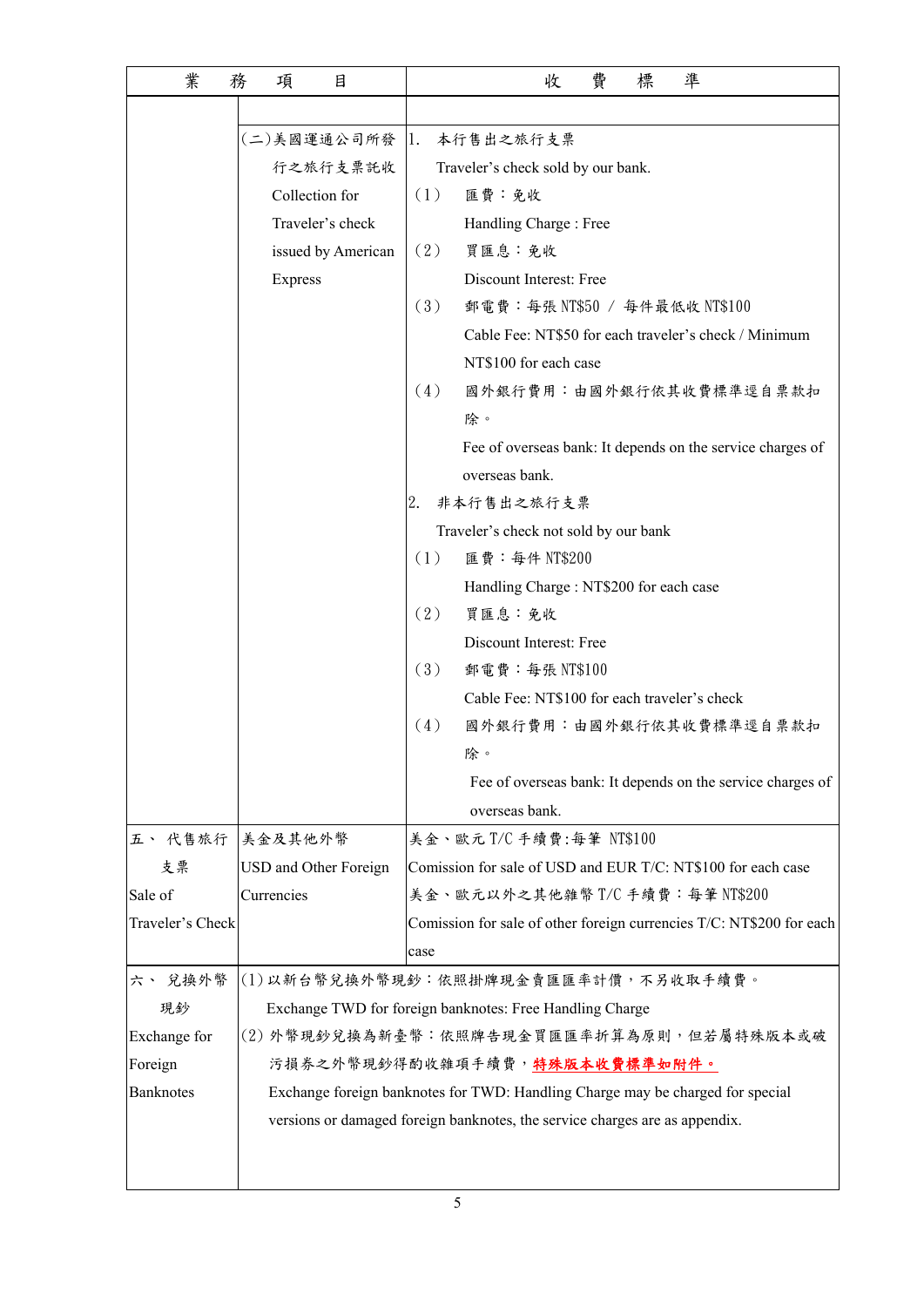| 業　務　項　目 | | 收　費　標　準 |
|---|---|---|
| | | |
| | (二)美國運通公司所發行之旅行支票託收<br>Collection for Traveler's check issued by American Express | 1. 本行售出之旅行支票<br>Traveler's check sold by our bank.<br>(1) 匯費：免收<br>Handling Charge : Free<br>(2) 買匯息：免收<br>Discount Interest: Free<br>(3) 郵電費：每張 NT$50 / 每件最低收 NT$100<br>Cable Fee: NT$50 for each traveler's check / Minimum NT$100 for each case<br>(4) 國外銀行費用：由國外銀行依其收費標準逕自票款扣除。<br>Fee of overseas bank: It depends on the service charges of overseas bank.<br>2. 非本行售出之旅行支票<br>Traveler's check not sold by our bank<br>(1) 匯費：每件 NT$200<br>Handling Charge : NT$200 for each case<br>(2) 買匯息：免收<br>Discount Interest: Free<br>(3) 郵電費：每張 NT$100<br>Cable Fee: NT$100 for each traveler's check<br>(4) 國外銀行費用：由國外銀行依其收費標準逕自票款扣除。<br>Fee of overseas bank: It depends on the service charges of overseas bank. |
| 五、代售旅行支票<br>Sale of Traveler's Check | 美金及其他外幣<br>USD and Other Foreign Currencies | 美金、歐元 T/C 手續費:每筆 NT$100<br>Comission for sale of USD and EUR T/C: NT$100 for each case<br>美金、歐元以外之其他雜幣 T/C 手續費：每筆 NT$200<br>Comission for sale of other foreign currencies T/C: NT$200 for each case |
| 六、兌換外幣現鈔<br>Exchange for Foreign Banknotes | (1) 以新台幣兌換外幣現鈔：依照掛牌現金賣匯匯率計價，不另收取手續費。<br>Exchange TWD for foreign banknotes: Free Handling Charge<br>(2) 外幣現鈔兌換為新臺幣：依照牌告現金買匯匯率折算為原則，但若屬特殊版本或破污損券之外幣現鈔得酌收雜項手續費，**特殊版本收費標準如附件。**<br>Exchange foreign banknotes for TWD: Handling Charge may be charged for special versions or damaged foreign banknotes, the service charges are as appendix. | |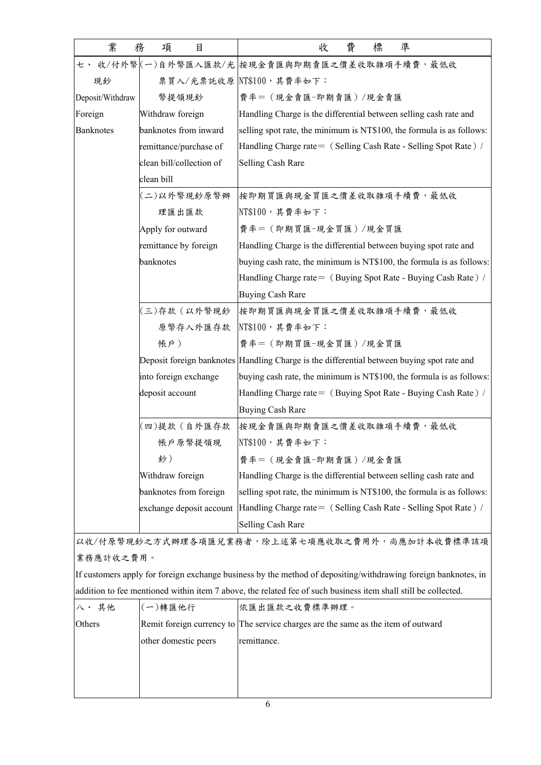| 業務項目 | | 收費標準 |
|---|---|---|
| 七、收/付外幣現鈔 Deposit/Withdraw Foreign Banknotes | (一)自外幣匯入匯款/光票買入/光票託收原幣提領現鈔 Withdraw foreign banknotes from inward remittance/purchase of clean bill/collection of clean bill | 按現金賣匯與即期賣匯之價差收取雜項手續費，最低收NT$100，其費率如下：<br>費率＝（現金賣匯-即期賣匯）/現金賣匯<br>Handling Charge is the differential between selling cash rate and selling spot rate, the minimum is NT$100, the formula is as follows:<br>Handling Charge rate＝（Selling Cash Rate - Selling Spot Rate）/ Selling Cash Rare |
| | (二)以外幣現鈔原幣辦理匯出匯款 Apply for outward remittance by foreign banknotes | 按即期買匯與現金買匯之價差收取雜項手續費，最低收NT$100，其費率如下：<br>費率＝（即期買匯-現金買匯）/現金買匯<br>Handling Charge is the differential between buying spot rate and buying cash rate, the minimum is NT$100, the formula is as follows:<br>Handling Charge rate＝（Buying Spot Rate - Buying Cash Rate）/ Buying Cash Rare |
| | (三)存款（以外幣現鈔原幣存入外匯存款帳戶） Deposit foreign banknotes into foreign exchange deposit account | 按即期買匯與現金買匯之價差收取雜項手續費，最低收NT$100，其費率如下：<br>費率＝（即期買匯-現金買匯）/現金買匯<br>Handling Charge is the differential between buying spot rate and buying cash rate, the minimum is NT$100, the formula is as follows:<br>Handling Charge rate＝（Buying Spot Rate - Buying Cash Rate）/ Buying Cash Rare |
| | (四)提款（自外匯存款帳戶原幣提領現鈔） Withdraw foreign banknotes from foreign exchange deposit account | 按現金賣匯與即期賣匯之價差收取雜項手續費，最低收NT$100，其費率如下：<br>費率＝（現金賣匯-即期賣匯）/現金賣匯<br>Handling Charge is the differential between selling cash rate and selling spot rate, the minimum is NT$100, the formula is as follows:<br>Handling Charge rate＝（Selling Cash Rate - Selling Spot Rate）/ Selling Cash Rare |
| 以收/付原幣現鈔之方式辦理各項匯兌業務者，除上述第七項應收取之費用外，尚應加計本收費標準該項業務應計收之費用。<br>If customers apply for foreign exchange business by the method of depositing/withdrawing foreign banknotes, in addition to fee mentioned within item 7 above, the related fee of such business item shall still be collected. | | |
| 八、其他 Others | (一)轉匯他行 Remit foreign currency to other domestic peers | 依匯出匯款之收費標準辦理。<br>The service charges are the same as the item of outward remittance. |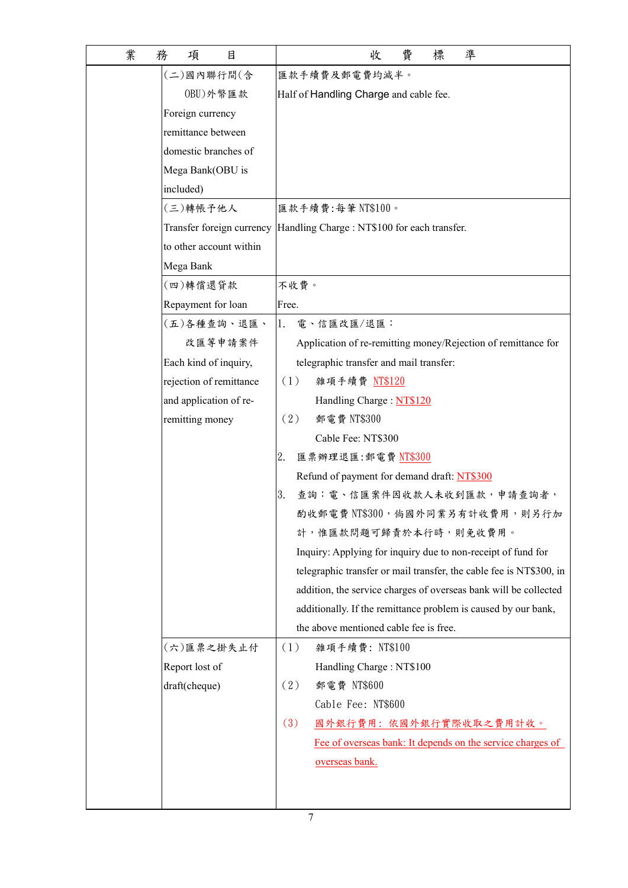| 業　務　項　目 | | 收　費　標　準 |
| --- | --- | --- |
| | (二)國內聯行間(含OBU)外幣匯款<br>Foreign currency remittance between domestic branches of Mega Bank(OBU is included) | 匯款手續費及郵電費均減半。<br>Half of Handling Charge and cable fee. |
| | (三)轉帳予他人<br>Transfer foreign currency to other account within Mega Bank | 匯款手續費:每筆NT$100。<br>Handling Charge : NT$100 for each transfer. |
| | (四)轉償還貸款<br>Repayment for loan | 不收費。<br>Free. |
| | (五)各種查詢、退匯、改匯等申請案件<br>Each kind of inquiry, rejection of remittance and application of re-remitting money | 1. 電、信匯改匯/退匯：<br>Application of re-remitting money/Rejection of remittance for telegraphic transfer and mail transfer:<br>（1） 雜項手續費 NT$120<br>Handling Charge : NT$120<br>（2） 郵電費 NT$300<br>Cable Fee: NT$300<br>2. 匯票辦理退匯:郵電費 NT$300<br>Refund of payment for demand draft: NT$300<br>3. 查詢：電、信匯案件因收款人未收到匯款，申請查詢者，酌收郵電費NT$300，倘國外同業另有計收費用，則另行加計，惟匯款問題可歸責於本行時，則免收費用。<br>Inquiry: Applying for inquiry due to non-receipt of fund for telegraphic transfer or mail transfer, the cable fee is NT$300, in addition, the service charges of overseas bank will be collected additionally. If the remittance problem is caused by our bank, the above mentioned cable fee is free. |
| | (六)匯票之掛失止付<br>Report lost of draft(cheque) | （1） 雜項手續費: NT$100<br>Handling Charge : NT$100<br>（2） 郵電費 NT$600<br>Cable Fee: NT$600<br>（3） 國外銀行費用: 依國外銀行實際收取之費用計收。<br>Fee of overseas bank: It depends on the service charges of overseas bank. |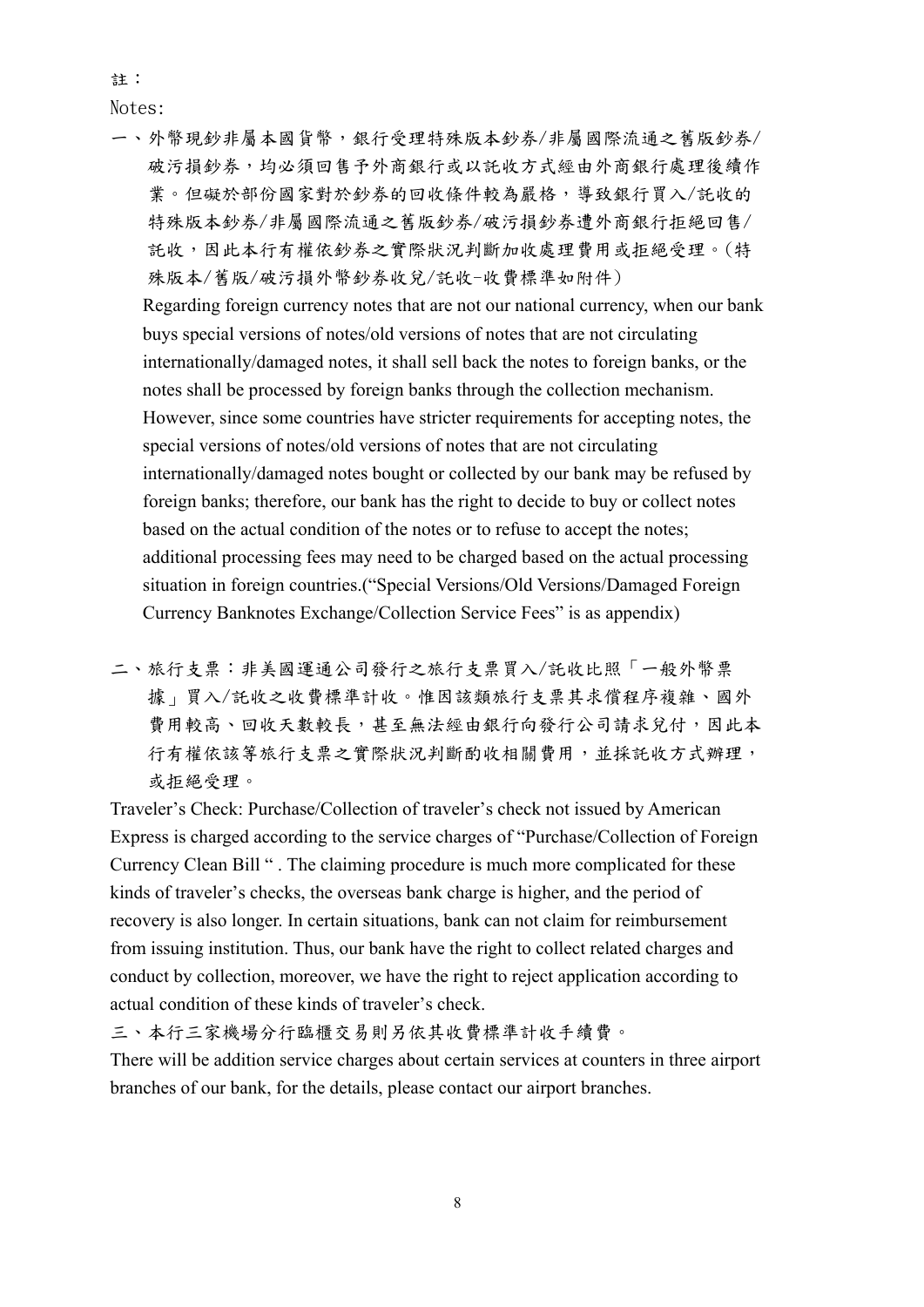註：

Notes:

一、外幣現鈔非屬本國貨幣，銀行受理特殊版本鈔券/非屬國際流通之舊版鈔券/破污損鈔券，均必須回售予外商銀行或以託收方式經由外商銀行處理後續作業。但礙於部份國家對於鈔券的回收條件較為嚴格，導致銀行買入/託收的特殊版本鈔券/非屬國際流通之舊版鈔券/破污損鈔券遭外商銀行拒絕回售/託收，因此本行有權依鈔券之實際狀況判斷加收處理費用或拒絕受理。(特殊版本/舊版/破污損外幣鈔券收兌/託收-收費標準如附件)

Regarding foreign currency notes that are not our national currency, when our bank buys special versions of notes/old versions of notes that are not circulating internationally/damaged notes, it shall sell back the notes to foreign banks, or the notes shall be processed by foreign banks through the collection mechanism. However, since some countries have stricter requirements for accepting notes, the special versions of notes/old versions of notes that are not circulating internationally/damaged notes bought or collected by our bank may be refused by foreign banks; therefore, our bank has the right to decide to buy or collect notes based on the actual condition of the notes or to refuse to accept the notes; additional processing fees may need to be charged based on the actual processing situation in foreign countries.("Special Versions/Old Versions/Damaged Foreign Currency Banknotes Exchange/Collection Service Fees" is as appendix)

二、旅行支票：非美國運通公司發行之旅行支票買入/託收比照「一般外幣票據」買入/託收之收費標準計收。惟因該類旅行支票其求償程序複雜、國外費用較高、回收天數較長，甚至無法經由銀行向發行公司請求兌付，因此本行有權依該等旅行支票之實際狀況判斷酌收相關費用，並採託收方式辦理，或拒絕受理。

Traveler's Check: Purchase/Collection of traveler's check not issued by American Express is charged according to the service charges of "Purchase/Collection of Foreign Currency Clean Bill " . The claiming procedure is much more complicated for these kinds of traveler's checks, the overseas bank charge is higher, and the period of recovery is also longer. In certain situations, bank can not claim for reimbursement from issuing institution. Thus, our bank have the right to collect related charges and conduct by collection, moreover, we have the right to reject application according to actual condition of these kinds of traveler's check.

三、本行三家機場分行臨櫃交易則另依其收費標準計收手續費。

There will be addition service charges about certain services at counters in three airport branches of our bank, for the details, please contact our airport branches.